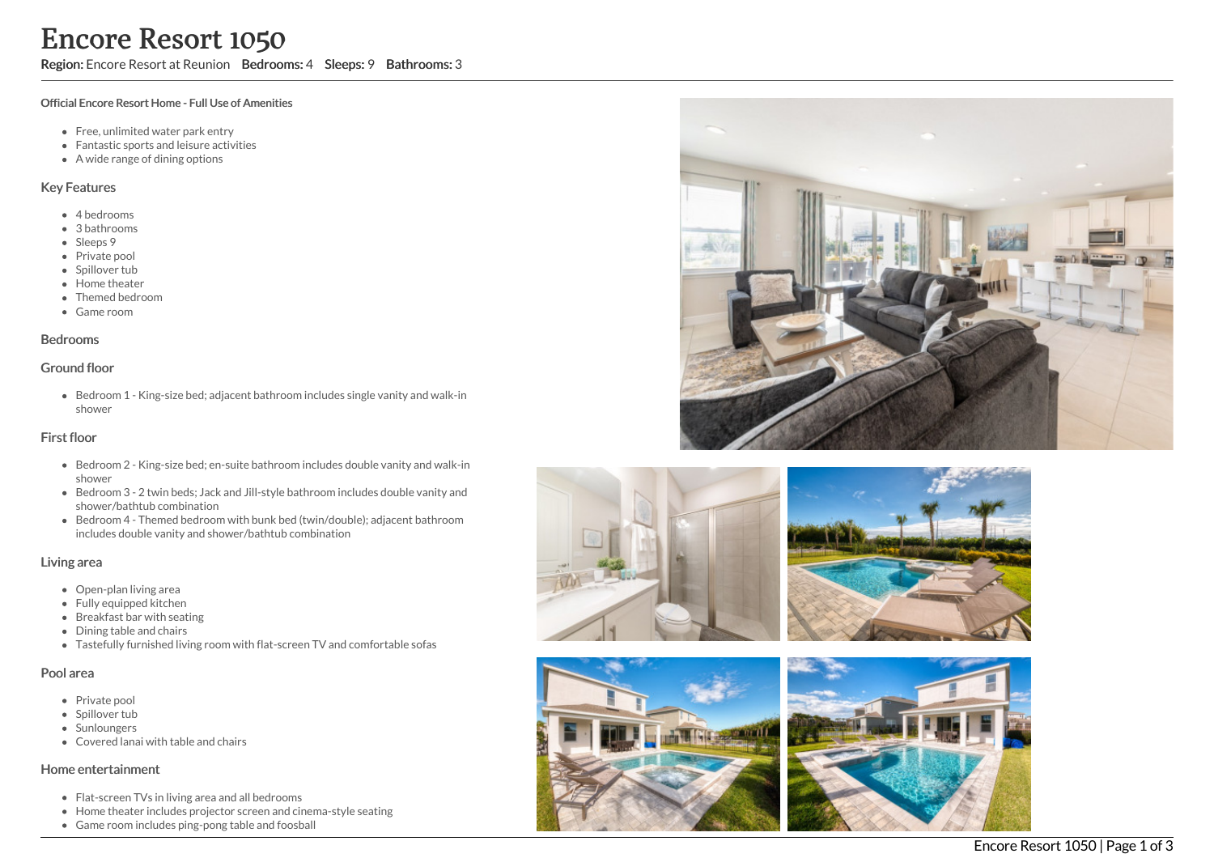# Encore Resort 1050

**Region:** Encore Resort at Reunion **Bedrooms:** 4 **Sleeps:** 9 **Bathrooms:** 3

**Official Encore Resort Home - Full Use of Amenities**

- Free, unlimited water park entry
- Fantastic sports and leisure activities
- A wide range of dining options

## Key Features

- 4 bedrooms
- 3 bathrooms
- Sleeps 9
- Private pool
- Spillover tub
- Home theater
- Themed bedroom
- Game room

## Bedrooms

### Ground floor

- Bedroom 1 - King-size bed; adjacent bathroom includes single vanity and walk-in shower

### First floor

- Bedroom 2 - King-size bed; en-suite bathroom includes double vanity and walk-in shower
- Bedroom 3 - 2 twin beds; Jack and Jill-style bathroom includes double vanity and shower/bathtub combination
- Bedroom 4 - Themed bedroom with bunk bed (twin/double); adjacent bathroom includes double vanity and shower/bathtub combination

## Living area

- Open-plan living area
- Fully equipped kitchen
- Breakfast bar with seating
- Dining table and chairs
- Tastefully furnished living room with flat-screen TV and comfortable sofas

## Pool area

- Private pool
- Spillover tub
- Sunloungers
- Covered lanai with table and chairs

## Home entertainment

- Flat-screen TVs in living area and all bedrooms
- Home theater includes projector screen and cinema-style seating
- Game room includes ping-pong table and foosball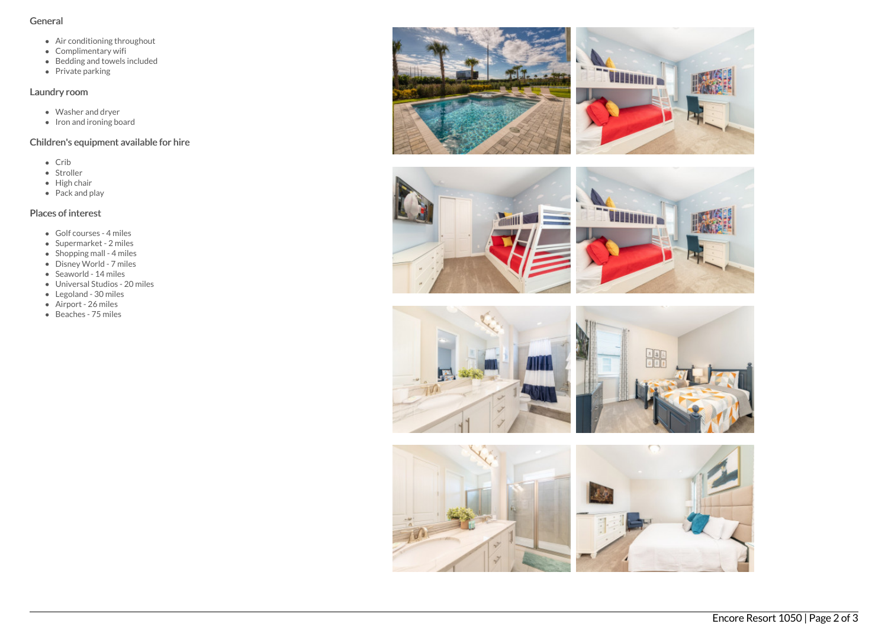## General

- Air conditioning throughout
- Complimentary wifi
- Bedding and towels included
- Private parking

## Laundry room

- Washer and dryer
- Iron and ironing board

## Children's equipment available for hire

- Crib
- Stroller
- High chair
- Pack and play

## Places of interest

- Golf courses - 4 miles
- Supermarket - 2 miles
- Shopping mall - 4 miles
- Disney World - 7 miles
- Seaworld - 14 miles
- Universal Studios - 20 miles
- Legoland - 30 miles
- Airport - 26 miles
- Beaches - 75 miles